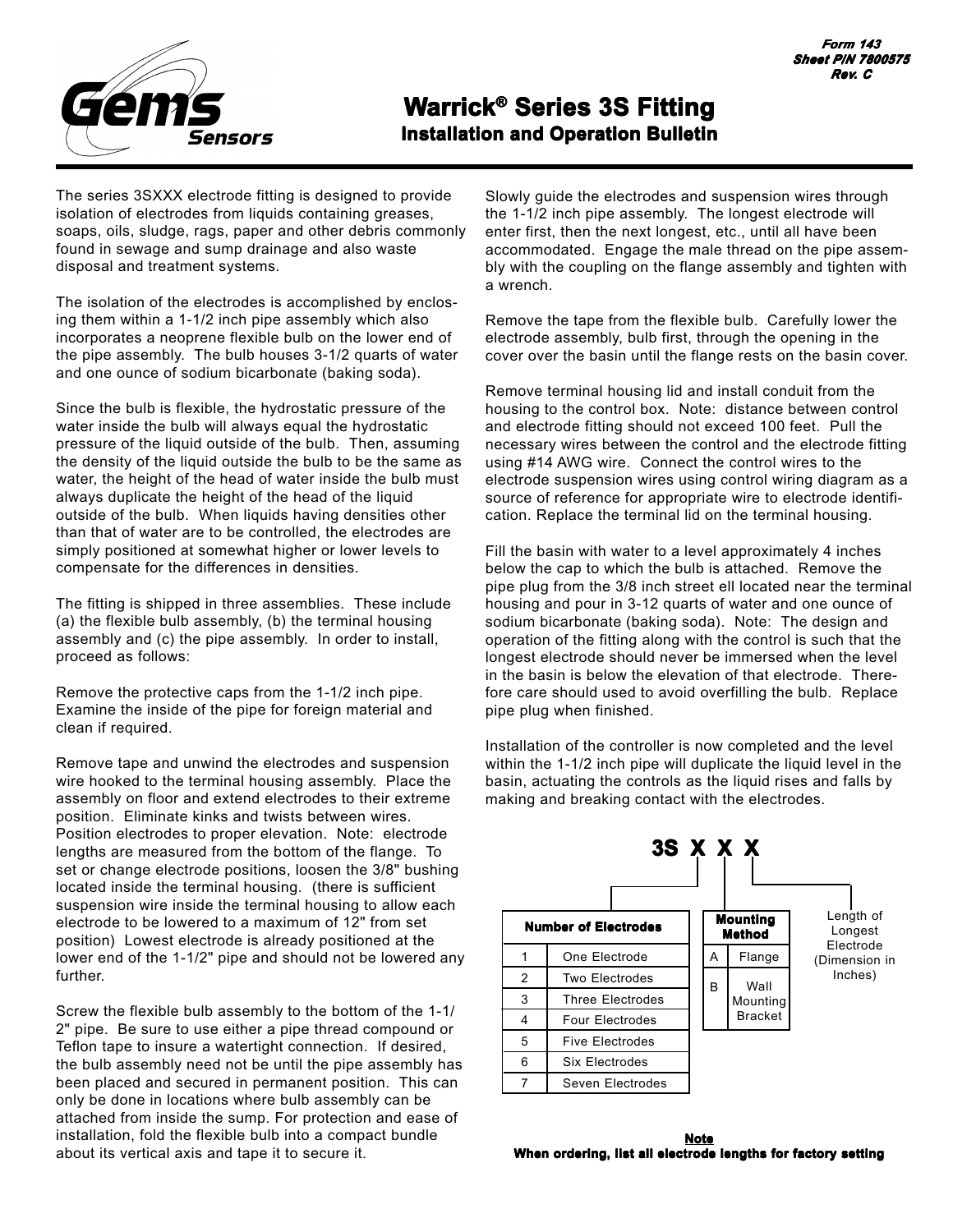Form 143
Sheet P/N 7800575
Rev. C

# Warrick® Series 3S Fitting

## Installation and Operation Bulletin

The series 3SXXX electrode fitting is designed to provide isolation of electrodes from liquids containing greases, soaps, oils, sludge, rags, paper and other debris commonly found in sewage and sump drainage and also waste disposal and treatment systems.

The isolation of the electrodes is accomplished by enclosing them within a 1-1/2 inch pipe assembly which also incorporates a neoprene flexible bulb on the lower end of the pipe assembly. The bulb houses 3-1/2 quarts of water and one ounce of sodium bicarbonate (baking soda).

Since the bulb is flexible, the hydrostatic pressure of the water inside the bulb will always equal the hydrostatic pressure of the liquid outside of the bulb. Then, assuming the density of the liquid outside the bulb to be the same as water, the height of the head of water inside the bulb must always duplicate the height of the head of the liquid outside of the bulb. When liquids having densities other than that of water are to be controlled, the electrodes are simply positioned at somewhat higher or lower levels to compensate for the differences in densities.

The fitting is shipped in three assemblies. These include (a) the flexible bulb assembly, (b) the terminal housing assembly and (c) the pipe assembly. In order to install, proceed as follows:

Remove the protective caps from the 1-1/2 inch pipe. Examine the inside of the pipe for foreign material and clean if required.

Remove tape and unwind the electrodes and suspension wire hooked to the terminal housing assembly. Place the assembly on floor and extend electrodes to their extreme position. Eliminate kinks and twists between wires. Position electrodes to proper elevation. Note: electrode lengths are measured from the bottom of the flange. To set or change electrode positions, loosen the 3/8" bushing located inside the terminal housing. (there is sufficient suspension wire inside the terminal housing to allow each electrode to be lowered to a maximum of 12" from set position) Lowest electrode is already positioned at the lower end of the 1-1/2" pipe and should not be lowered any further.

Screw the flexible bulb assembly to the bottom of the 1-1/2" pipe. Be sure to use either a pipe thread compound or Teflon tape to insure a watertight connection. If desired, the bulb assembly need not be until the pipe assembly has been placed and secured in permanent position. This can only be done in locations where bulb assembly can be attached from inside the sump. For protection and ease of installation, fold the flexible bulb into a compact bundle about its vertical axis and tape it to secure it.

Slowly guide the electrodes and suspension wires through the 1-1/2 inch pipe assembly. The longest electrode will enter first, then the next longest, etc., until all have been accommodated. Engage the male thread on the pipe assembly with the coupling on the flange assembly and tighten with a wrench.

Remove the tape from the flexible bulb. Carefully lower the electrode assembly, bulb first, through the opening in the cover over the basin until the flange rests on the basin cover.

Remove terminal housing lid and install conduit from the housing to the control box. Note: distance between control and electrode fitting should not exceed 100 feet. Pull the necessary wires between the control and the electrode fitting using #14 AWG wire. Connect the control wires to the electrode suspension wires using control wiring diagram as a source of reference for appropriate wire to electrode identification. Replace the terminal lid on the terminal housing.

Fill the basin with water to a level approximately 4 inches below the cap to which the bulb is attached. Remove the pipe plug from the 3/8 inch street ell located near the terminal housing and pour in 3-12 quarts of water and one ounce of sodium bicarbonate (baking soda). Note: The design and operation of the fitting along with the control is such that the longest electrode should never be immersed when the level in the basin is below the elevation of that electrode. Therefore care should used to avoid overfilling the bulb. Replace pipe plug when finished.

Installation of the controller is now completed and the level within the 1-1/2 inch pipe will duplicate the liquid level in the basin, actuating the controls as the liquid rises and falls by making and breaking contact with the electrodes.

### 3S X X X

| Number of Electrodes | |
|---|---|
| 1 | One Electrode |
| 2 | Two Electrodes |
| 3 | Three Electrodes |
| 4 | Four Electrodes |
| 5 | Five Electrodes |
| 6 | Six Electrodes |
| 7 | Seven Electrodes |

| Mounting Method | |
|---|---|
| A | Flange |
| B | Wall Mounting Bracket |

Length of Longest Electrode (Dimension in Inches)

**Note**
**When ordering, list all electrode lengths for factory setting**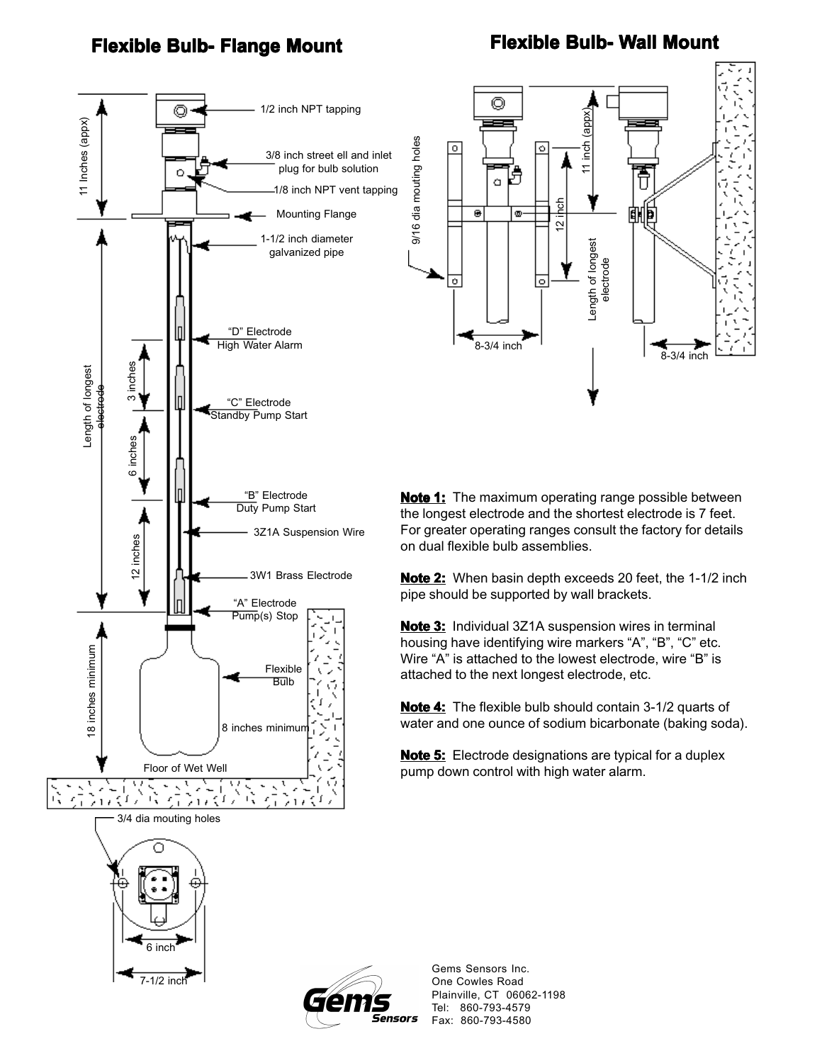## Flexible Bulb- Flange Mount

11 Inches (appx)

1/2 inch NPT tapping

3/8 inch street ell and inlet plug for bulb solution

1/8 inch NPT vent tapping

Mounting Flange

1-1/2 inch diameter galvanized pipe

Length of longest electrode

"D" Electrode High Water Alarm

3 inches

"C" Electrode Standby Pump Start

6 inches

"B" Electrode Duty Pump Start

3Z1A Suspension Wire

12 inches

3W1 Brass Electrode

"A" Electrode Pump(s) Stop

18 inches minimum

Flexible Bulb

8 inches minimum

Floor of Wet Well

3/4 dia mouting holes

6 inch

7-1/2 inch

## Flexible Bulb- Wall Mount

9/16 dia mouting holes

11 inch (appx)

12 inch

Length of longest electrode

8-3/4 inch

8-3/4 inch

**Note 1:** The maximum operating range possible between the longest electrode and the shortest electrode is 7 feet. For greater operating ranges consult the factory for details on dual flexible bulb assemblies.

**Note 2:** When basin depth exceeds 20 feet, the 1-1/2 inch pipe should be supported by wall brackets.

**Note 3:** Individual 3Z1A suspension wires in terminal housing have identifying wire markers "A", "B", "C" etc. Wire "A" is attached to the lowest electrode, wire "B" is attached to the next longest electrode, etc.

**Note 4:** The flexible bulb should contain 3-1/2 quarts of water and one ounce of sodium bicarbonate (baking soda).

**Note 5:** Electrode designations are typical for a duplex pump down control with high water alarm.

Gems Sensors

Gems Sensors Inc.
One Cowles Road
Plainville, CT 06062-1198
Tel: 860-793-4579
Fax: 860-793-4580